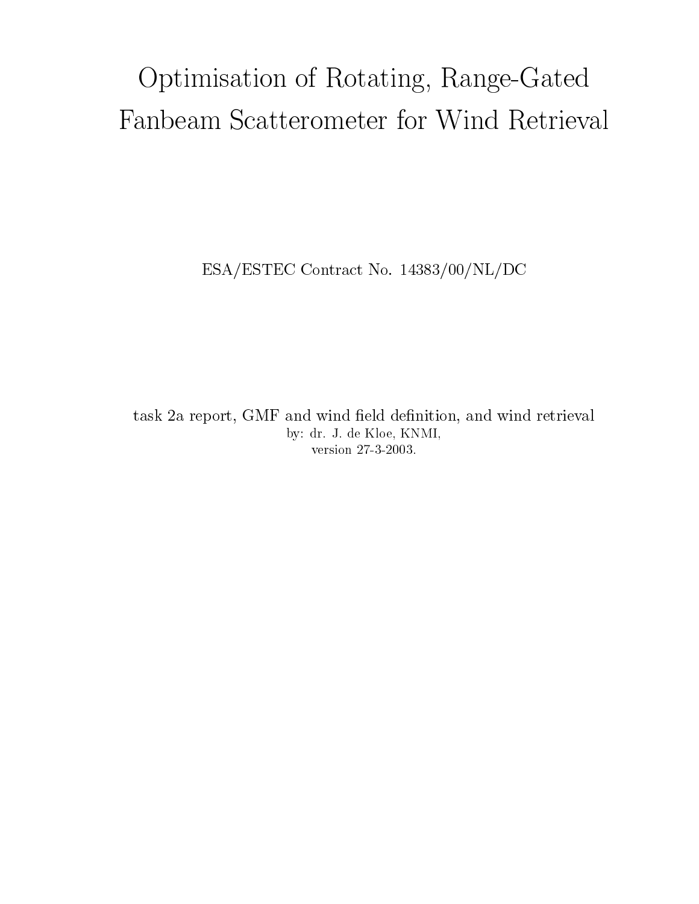# Optimisation of Rotating, Range-Gated Fanbeam Scatterometer for Wind Retrieval

ESA/ESTEC Contract No. 14383/00/NL/DC

task 2a report, GMF and wind field definition, and wind retrieval

by: dr. J. de Kloe, KNMI,

version 27-3-2003.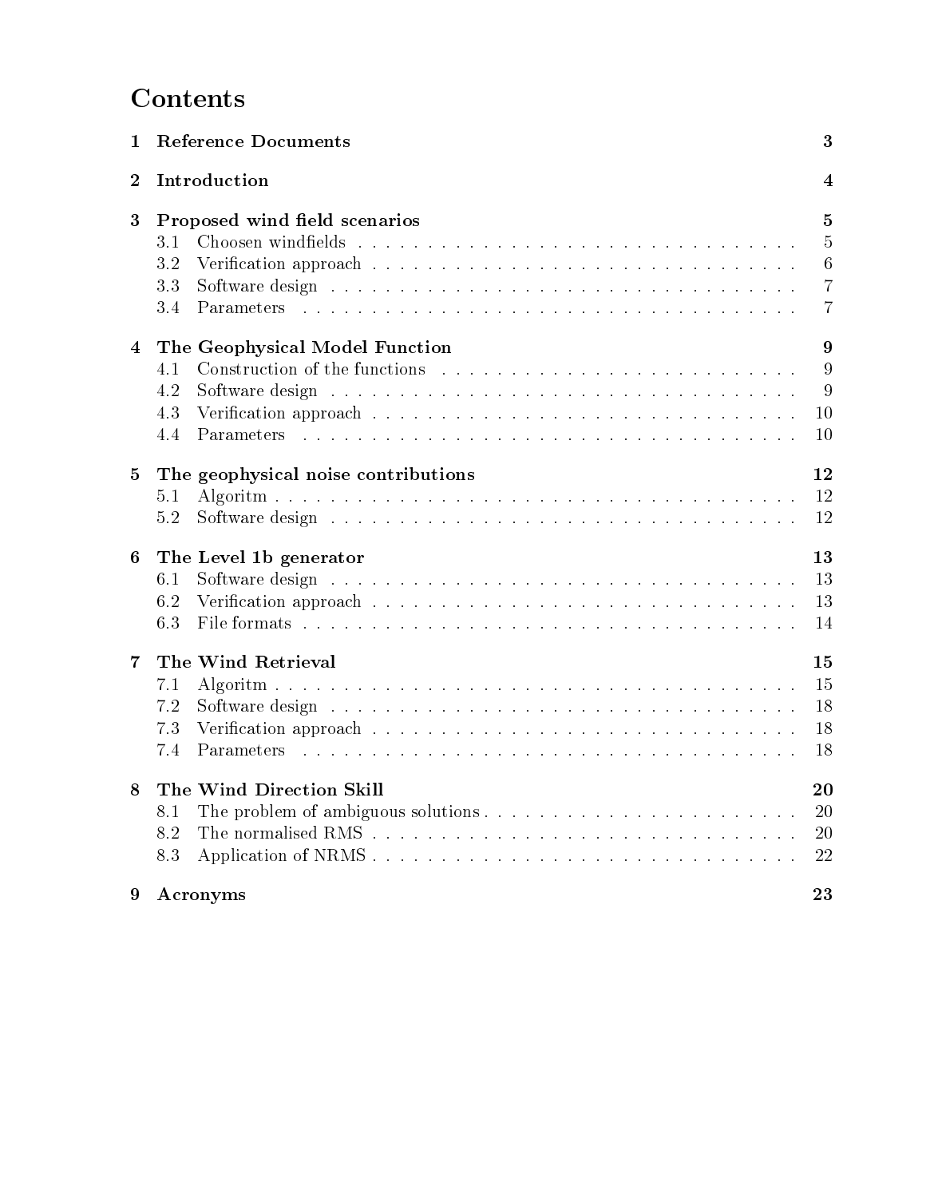# Contents

| | | |
|---|---|---|
| **1** | **Reference Documents** | **3** |
| **2** | **Introduction** | **4** |
| **3** | **Proposed wind field scenarios** | **5** |
| 3.1 | Choosen windfields | 5 |
| 3.2 | Verification approach | 6 |
| 3.3 | Software design | 7 |
| 3.4 | Parameters | 7 |
| **4** | **The Geophysical Model Function** | **9** |
| 4.1 | Construction of the functions | 9 |
| 4.2 | Software design | 9 |
| 4.3 | Verification approach | 10 |
| 4.4 | Parameters | 10 |
| **5** | **The geophysical noise contributions** | **12** |
| 5.1 | Algoritm | 12 |
| 5.2 | Software design | 12 |
| **6** | **The Level 1b generator** | **13** |
| 6.1 | Software design | 13 |
| 6.2 | Verification approach | 13 |
| 6.3 | File formats | 14 |
| **7** | **The Wind Retrieval** | **15** |
| 7.1 | Algoritm | 15 |
| 7.2 | Software design | 18 |
| 7.3 | Verification approach | 18 |
| 7.4 | Parameters | 18 |
| **8** | **The Wind Direction Skill** | **20** |
| 8.1 | The problem of ambiguous solutions | 20 |
| 8.2 | The normalised RMS | 20 |
| 8.3 | Application of NRMS | 22 |
| **9** | **Acronyms** | **23** |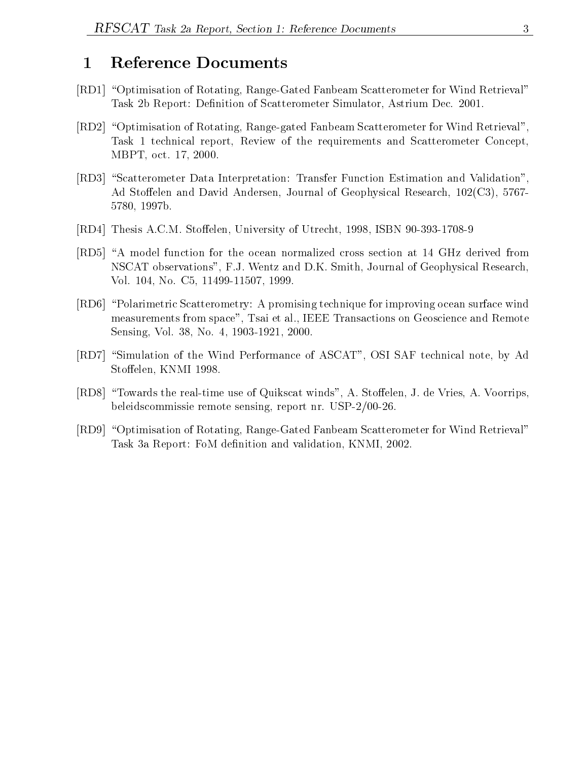# 1 Reference Documents

[RD1] "Optimisation of Rotating, Range-Gated Fanbeam Scatterometer for Wind Retrieval" Task 2b Report: Definition of Scatterometer Simulator, Astrium Dec. 2001.

[RD2] "Optimisation of Rotating, Range-gated Fanbeam Scatterometer for Wind Retrieval", Task 1 technical report, Review of the requirements and Scatterometer Concept, MBPT, oct. 17, 2000.

[RD3] "Scatterometer Data Interpretation: Transfer Function Estimation and Validation", Ad Stoffelen and David Andersen, Journal of Geophysical Research, 102(C3), 5767-5780, 1997b.

[RD4] Thesis A.C.M. Stoffelen, University of Utrecht, 1998, ISBN 90-393-1708-9

[RD5] "A model function for the ocean normalized cross section at 14 GHz derived from NSCAT observations", F.J. Wentz and D.K. Smith, Journal of Geophysical Research, Vol. 104, No. C5, 11499-11507, 1999.

[RD6] "Polarimetric Scatterometry: A promising technique for improving ocean surface wind measurements from space", Tsai et al., IEEE Transactions on Geoscience and Remote Sensing, Vol. 38, No. 4, 1903-1921, 2000.

[RD7] "Simulation of the Wind Performance of ASCAT", OSI SAF technical note, by Ad Stoffelen, KNMI 1998.

[RD8] "Towards the real-time use of Quikscat winds", A. Stoffelen, J. de Vries, A. Voorrips, beleidscommissie remote sensing, report nr. USP-2/00-26.

[RD9] "Optimisation of Rotating, Range-Gated Fanbeam Scatterometer for Wind Retrieval" Task 3a Report: FoM definition and validation, KNMI, 2002.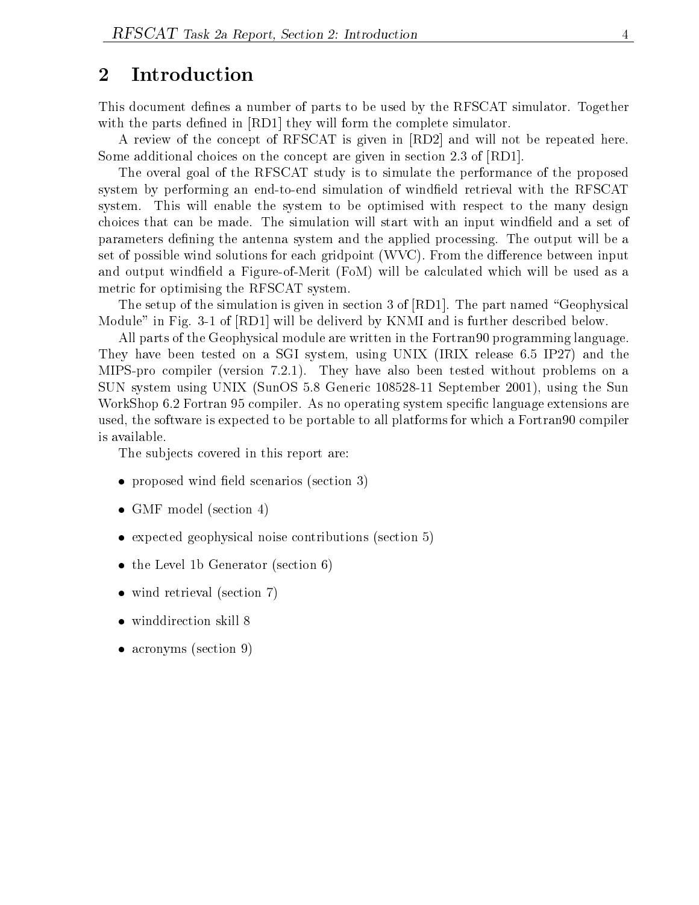## 2 Introduction

This document defines a number of parts to be used by the RFSCAT simulator. Together with the parts defined in [RD1] they will form the complete simulator.

A review of the concept of RFSCAT is given in [RD2] and will not be repeated here. Some additional choices on the concept are given in section 2.3 of [RD1].

The overal goal of the RFSCAT study is to simulate the performance of the proposed system by performing an end-to-end simulation of windfield retrieval with the RFSCAT system. This will enable the system to be optimised with respect to the many design choices that can be made. The simulation will start with an input windfield and a set of parameters defining the antenna system and the applied processing. The output will be a set of possible wind solutions for each gridpoint (WVC). From the difference between input and output windfield a Figure-of-Merit (FoM) will be calculated which will be used as a metric for optimising the RFSCAT system.

The setup of the simulation is given in section 3 of [RD1]. The part named "Geophysical Module" in Fig. 3-1 of [RD1] will be deliverd by KNMI and is further described below.

All parts of the Geophysical module are written in the Fortran90 programming language. They have been tested on a SGI system, using UNIX (IRIX release 6.5 IP27) and the MIPS-pro compiler (version 7.2.1). They have also been tested without problems on a SUN system using UNIX (SunOS 5.8 Generic 108528-11 September 2001), using the Sun WorkShop 6.2 Fortran 95 compiler. As no operating system specific language extensions are used, the software is expected to be portable to all platforms for which a Fortran90 compiler is available.

The subjects covered in this report are:

- proposed wind field scenarios (section 3)
- GMF model (section 4)
- expected geophysical noise contributions (section 5)
- the Level 1b Generator (section 6)
- wind retrieval (section 7)
- winddirection skill 8
- acronyms (section 9)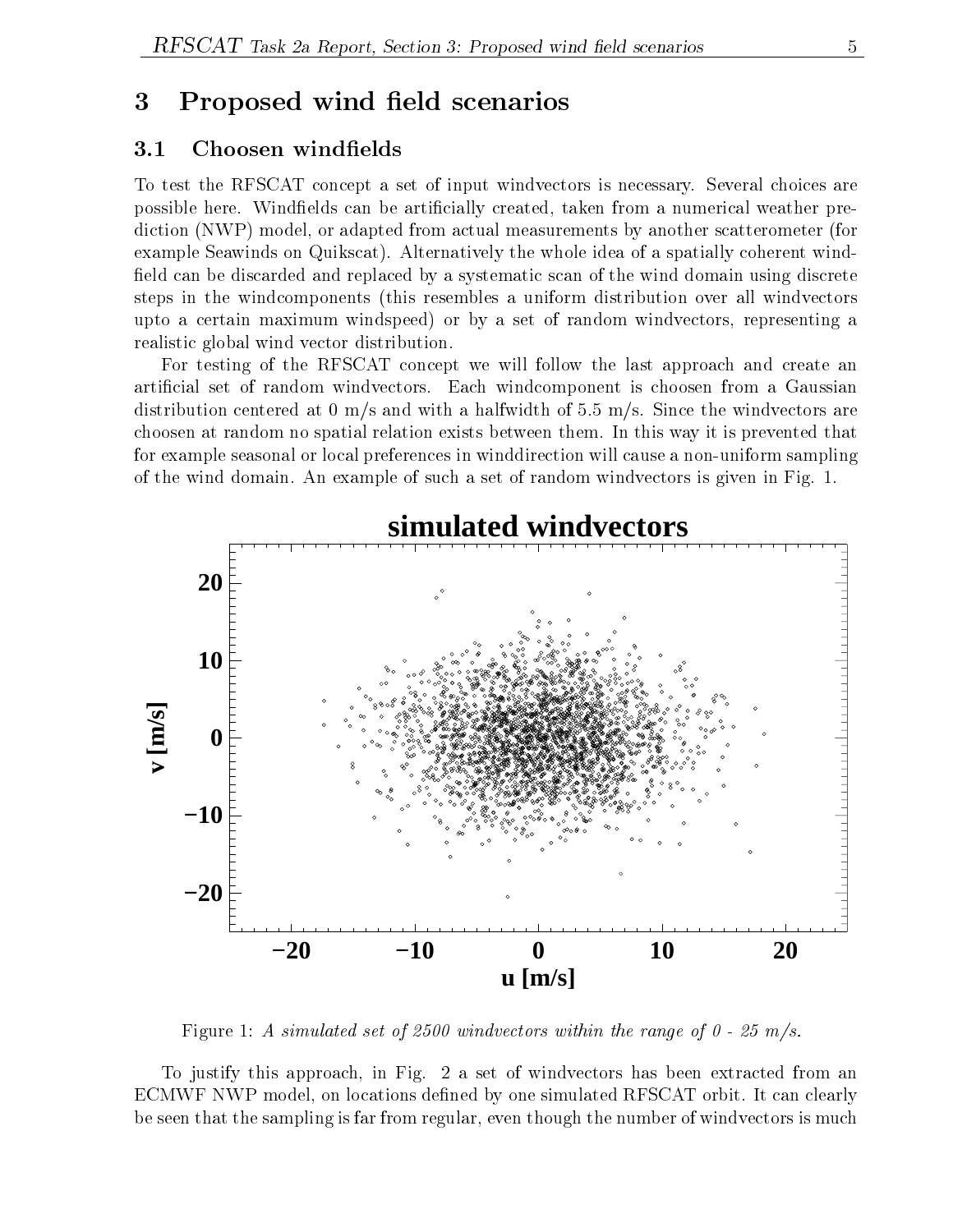## 3 Proposed wind field scenarios

### 3.1 Choosen windfields

To test the RFSCAT concept a set of input windvectors is necessary. Several choices are possible here. Windfields can be artificially created, taken from a numerical weather prediction (NWP) model, or adapted from actual measurements by another scatterometer (for example Seawinds on Quikscat). Alternatively the whole idea of a spatially coherent windfield can be discarded and replaced by a systematic scan of the wind domain using discrete steps in the windcomponents (this resembles a uniform distribution over all windvectors upto a certain maximum windspeed) or by a set of random windvectors, representing a realistic global wind vector distribution.

For testing of the RFSCAT concept we will follow the last approach and create an artificial set of random windvectors. Each windcomponent is choosen from a Gaussian distribution centered at 0 m/s and with a halfwidth of 5.5 m/s. Since the windvectors are choosen at random no spatial relation exists between them. In this way it is prevented that for example seasonal or local preferences in winddirection will cause a non-uniform sampling of the wind domain. An example of such a set of random windvectors is given in Fig. 1.

Figure 1: *A simulated set of 2500 windvectors within the range of 0 - 25 m/s.*

To justify this approach, in Fig. 2 a set of windvectors has been extracted from an ECMWF NWP model, on locations defined by one simulated RFSCAT orbit. It can clearly be seen that the sampling is far from regular, even though the number of windvectors is much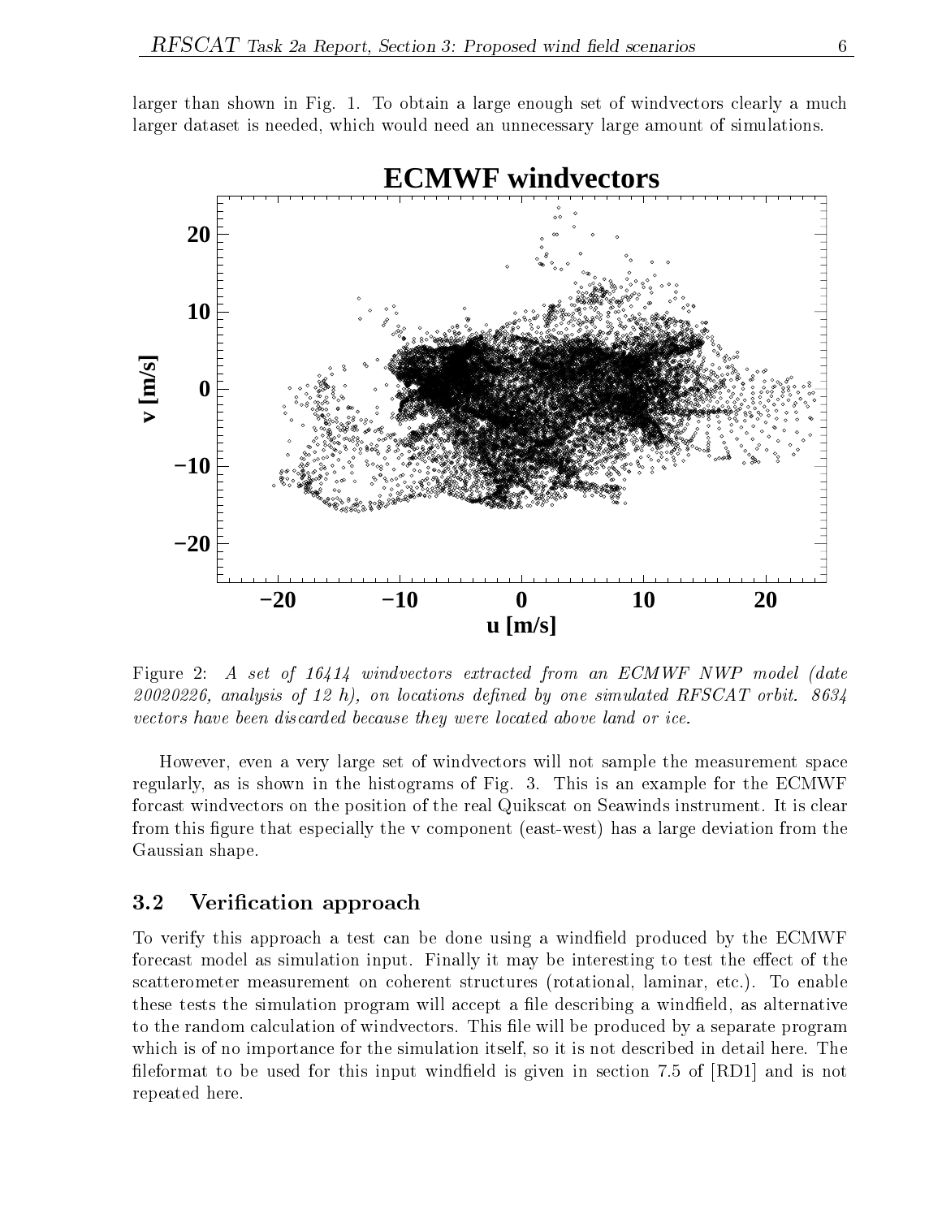larger than shown in Fig. 1. To obtain a large enough set of windvectors clearly a much larger dataset is needed, which would need an unnecessary large amount of simulations.

Figure 2: *A set of 16414 windvectors extracted from an ECMWF NWP model (date 20020226, analysis of 12 h), on locations defined by one simulated RFSCAT orbit. 8634 vectors have been discarded because they were located above land or ice.*

However, even a very large set of windvectors will not sample the measurement space regularly, as is shown in the histograms of Fig. 3. This is an example for the ECMWF forcast windvectors on the position of the real Quikscat on Seawinds instrument. It is clear from this figure that especially the v component (east-west) has a large deviation from the Gaussian shape.

### 3.2 Verification approach

To verify this approach a test can be done using a windfield produced by the ECMWF forecast model as simulation input. Finally it may be interesting to test the effect of the scatterometer measurement on coherent structures (rotational, laminar, etc.). To enable these tests the simulation program will accept a file describing a windfield, as alternative to the random calculation of windvectors. This file will be produced by a separate program which is of no importance for the simulation itself, so it is not described in detail here. The fileformat to be used for this input windfield is given in section 7.5 of [RD1] and is not repeated here.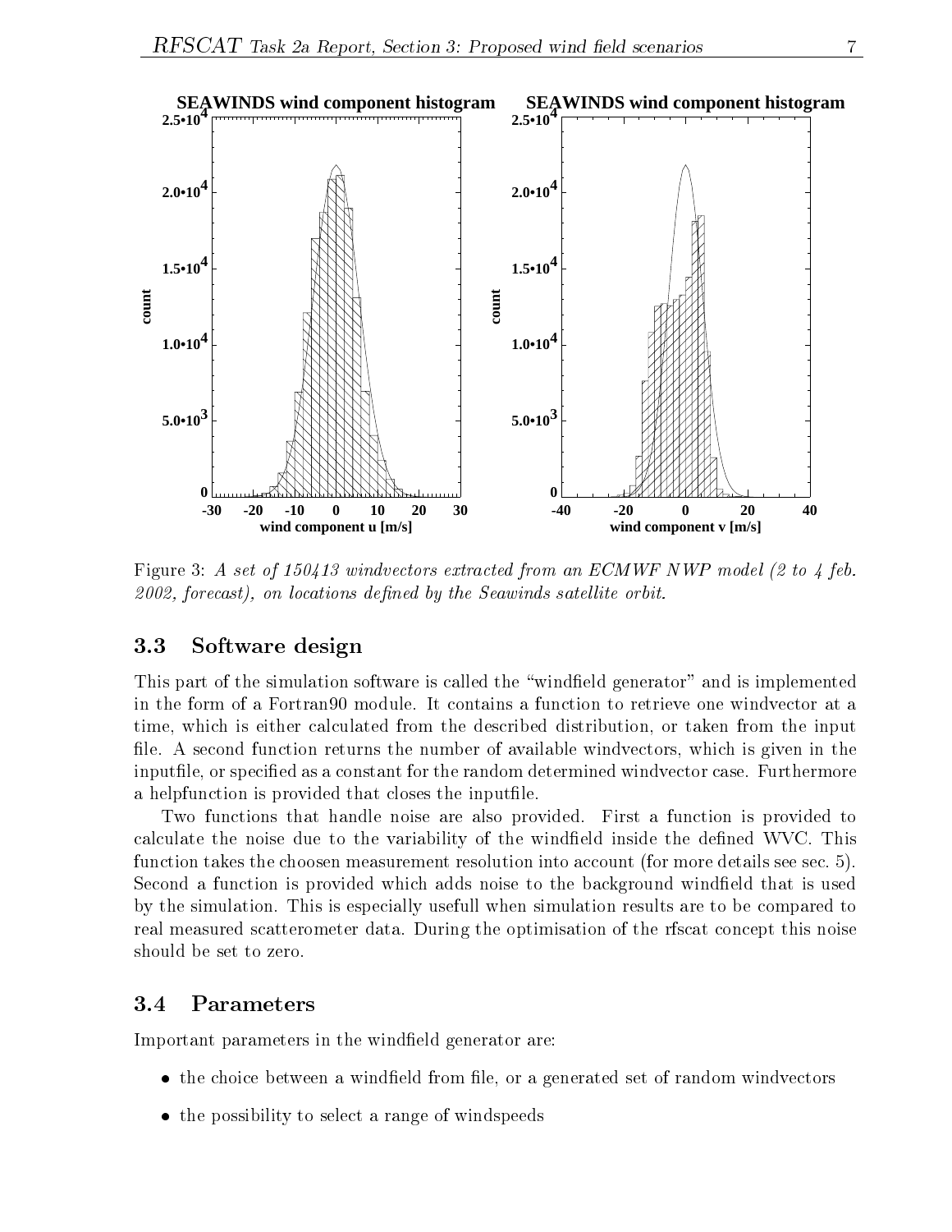Figure 3: *A set of 150413 windvectors extracted from an ECMWF NWP model (2 to 4 feb. 2002, forecast), on locations defined by the Seawinds satellite orbit.*

## 3.3 Software design

This part of the simulation software is called the "windfield generator" and is implemented in the form of a Fortran90 module. It contains a function to retrieve one windvector at a time, which is either calculated from the described distribution, or taken from the input file. A second function returns the number of available windvectors, which is given in the inputfile, or specified as a constant for the random determined windvector case. Furthermore a helpfunction is provided that closes the inputfile.

Two functions that handle noise are also provided. First a function is provided to calculate the noise due to the variability of the windfield inside the defined WVC. This function takes the choosen measurement resolution into account (for more details see sec. 5). Second a function is provided which adds noise to the background windfield that is used by the simulation. This is especially usefull when simulation results are to be compared to real measured scatterometer data. During the optimisation of the rfscat concept this noise should be set to zero.

## 3.4 Parameters

Important parameters in the windfield generator are:

- the choice between a windfield from file, or a generated set of random windvectors
- the possibility to select a range of windspeeds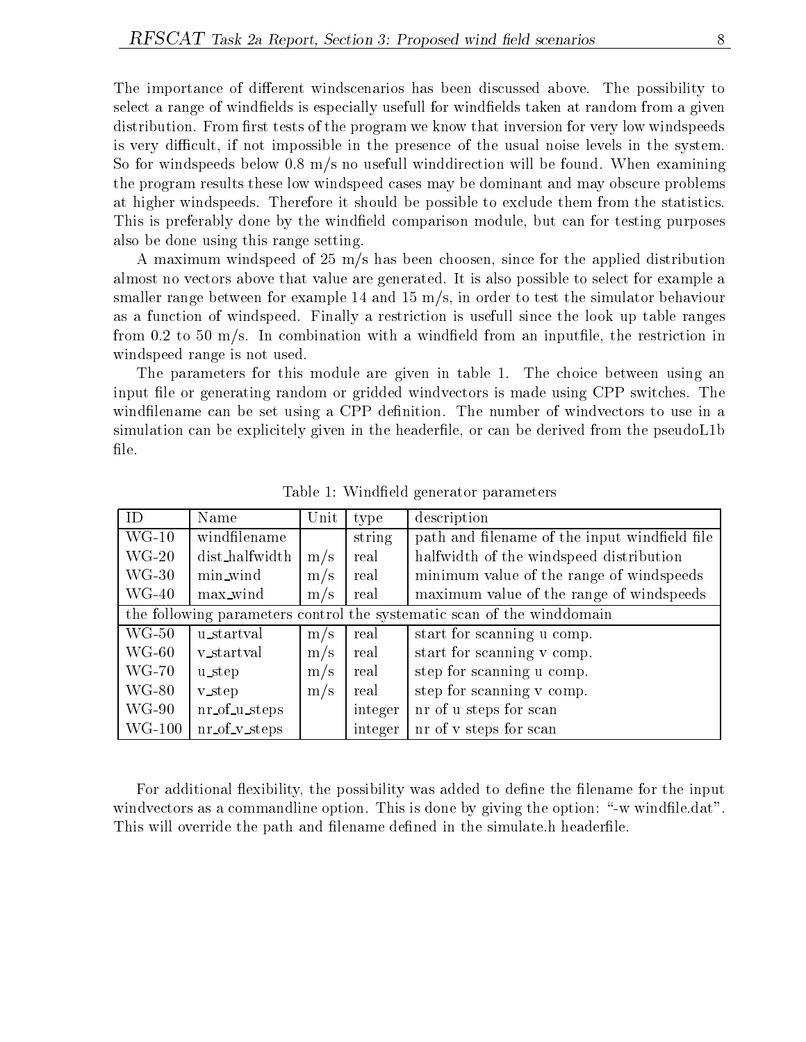The importance of different windscenarios has been discussed above. The possibility to select a range of windfields is especially usefull for windfields taken at random from a given distribution. From first tests of the program we know that inversion for very low windspeeds is very difficult, if not impossible in the presence of the usual noise levels in the system. So for windspeeds below 0.8 m/s no usefull winddirection will be found. When examining the program results these low windspeed cases may be dominant and may obscure problems at higher windspeeds. Therefore it should be possible to exclude them from the statistics. This is preferably done by the windfield comparison module, but can for testing purposes also be done using this range setting.

A maximum windspeed of 25 m/s has been choosen, since for the applied distribution almost no vectors above that value are generated. It is also possible to select for example a smaller range between for example 14 and 15 m/s, in order to test the simulator behaviour as a function of windspeed. Finally a restriction is usefull since the look up table ranges from 0.2 to 50 m/s. In combination with a windfield from an inputfile, the restriction in windspeed range is not used.

The parameters for this module are given in table 1. The choice between using an input file or generating random or gridded windvectors is made using CPP switches. The windfilename can be set using a CPP definition. The number of windvectors to use in a simulation can be explicitely given in the headerfile, or can be derived from the pseudoL1b file.

Table 1: Windfield generator parameters

| ID | Name | Unit | type | description |
|---|---|---|---|---|
| WG-10 | windfilename | | string | path and filename of the input windfield file |
| WG-20 | dist_halfwidth | m/s | real | halfwidth of the windspeed distribution |
| WG-30 | min_wind | m/s | real | minimum value of the range of windspeeds |
| WG-40 | max_wind | m/s | real | maximum value of the range of windspeeds |
| the following parameters control the systematic scan of the winddomain | | | | |
| WG-50 | u_startval | m/s | real | start for scanning u comp. |
| WG-60 | v_startval | m/s | real | start for scanning v comp. |
| WG-70 | u_step | m/s | real | step for scanning u comp. |
| WG-80 | v_step | m/s | real | step for scanning v comp. |
| WG-90 | nr_of_u_steps | | integer | nr of u steps for scan |
| WG-100 | nr_of_v_steps | | integer | nr of v steps for scan |

For additional flexibility, the possibility was added to define the filename for the input windvectors as a commandline option. This is done by giving the option: "-w windfile.dat". This will override the path and filename defined in the simulate.h headerfile.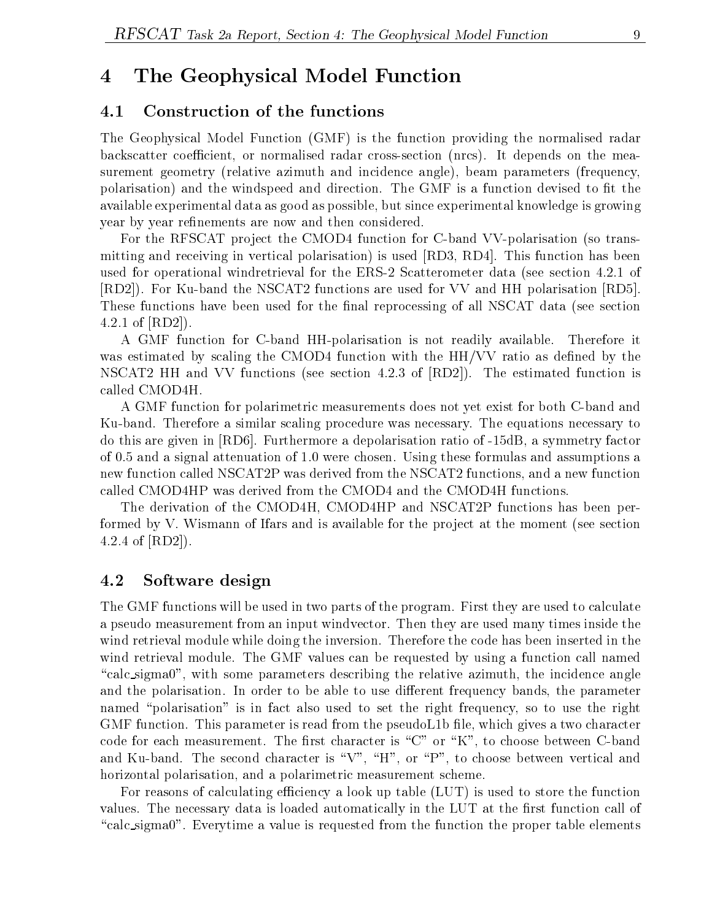# 4 The Geophysical Model Function

## 4.1 Construction of the functions

The Geophysical Model Function (GMF) is the function providing the normalised radar backscatter coefficient, or normalised radar cross-section (nrcs). It depends on the measurement geometry (relative azimuth and incidence angle), beam parameters (frequency, polarisation) and the windspeed and direction. The GMF is a function devised to fit the available experimental data as good as possible, but since experimental knowledge is growing year by year refinements are now and then considered.

For the RFSCAT project the CMOD4 function for C-band VV-polarisation (so transmitting and receiving in vertical polarisation) is used [RD3, RD4]. This function has been used for operational windretrieval for the ERS-2 Scatterometer data (see section 4.2.1 of [RD2]). For Ku-band the NSCAT2 functions are used for VV and HH polarisation [RD5]. These functions have been used for the final reprocessing of all NSCAT data (see section 4.2.1 of [RD2]).

A GMF function for C-band HH-polarisation is not readily available. Therefore it was estimated by scaling the CMOD4 function with the HH/VV ratio as defined by the NSCAT2 HH and VV functions (see section 4.2.3 of [RD2]). The estimated function is called CMOD4H.

A GMF function for polarimetric measurements does not yet exist for both C-band and Ku-band. Therefore a similar scaling procedure was necessary. The equations necessary to do this are given in [RD6]. Furthermore a depolarisation ratio of -15dB, a symmetry factor of 0.5 and a signal attenuation of 1.0 were chosen. Using these formulas and assumptions a new function called NSCAT2P was derived from the NSCAT2 functions, and a new function called CMOD4HP was derived from the CMOD4 and the CMOD4H functions.

The derivation of the CMOD4H, CMOD4HP and NSCAT2P functions has been performed by V. Wismann of Ifars and is available for the project at the moment (see section 4.2.4 of [RD2]).

## 4.2 Software design

The GMF functions will be used in two parts of the program. First they are used to calculate a pseudo measurement from an input windvector. Then they are used many times inside the wind retrieval module while doing the inversion. Therefore the code has been inserted in the wind retrieval module. The GMF values can be requested by using a function call named "calc_sigma0", with some parameters describing the relative azimuth, the incidence angle and the polarisation. In order to be able to use different frequency bands, the parameter named "polarisation" is in fact also used to set the right frequency, so to use the right GMF function. This parameter is read from the pseudoL1b file, which gives a two character code for each measurement. The first character is "C" or "K", to choose between C-band and Ku-band. The second character is "V", "H", or "P", to choose between vertical and horizontal polarisation, and a polarimetric measurement scheme.

For reasons of calculating efficiency a look up table (LUT) is used to store the function values. The necessary data is loaded automatically in the LUT at the first function call of "calc_sigma0". Everytime a value is requested from the function the proper table elements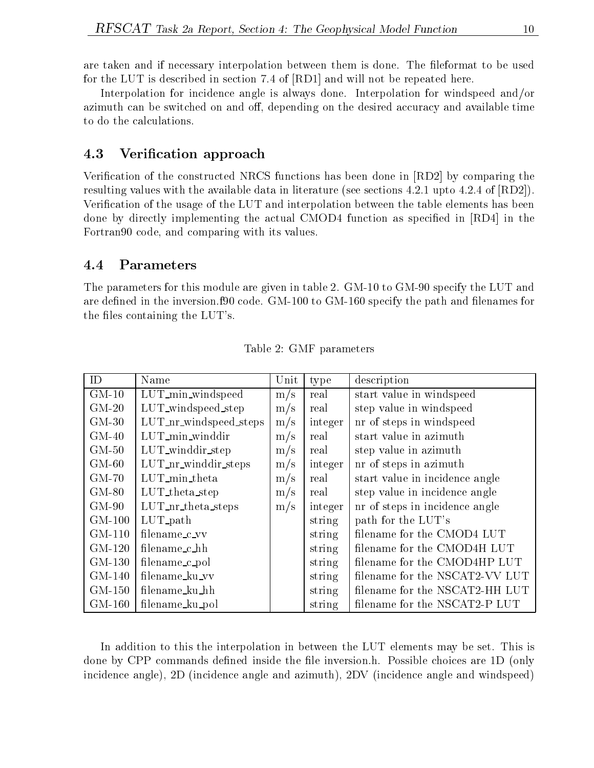are taken and if necessary interpolation between them is done. The fileformat to be used for the LUT is described in section 7.4 of [RD1] and will not be repeated here.

Interpolation for incidence angle is always done. Interpolation for windspeed and/or azimuth can be switched on and off, depending on the desired accuracy and available time to do the calculations.

### 4.3 Verification approach

Verification of the constructed NRCS functions has been done in [RD2] by comparing the resulting values with the available data in literature (see sections 4.2.1 upto 4.2.4 of [RD2]). Verification of the usage of the LUT and interpolation between the table elements has been done by directly implementing the actual CMOD4 function as specified in [RD4] in the Fortran90 code, and comparing with its values.

### 4.4 Parameters

The parameters for this module are given in table 2. GM-10 to GM-90 specify the LUT and are defined in the inversion.f90 code. GM-100 to GM-160 specify the path and filenames for the files containing the LUT's.

Table 2: GMF parameters

| ID | Name | Unit | type | description |
|---|---|---|---|---|
| GM-10 | LUT_min_windspeed | m/s | real | start value in windspeed |
| GM-20 | LUT_windspeed_step | m/s | real | step value in windspeed |
| GM-30 | LUT_nr_windspeed_steps | m/s | integer | nr of steps in windspeed |
| GM-40 | LUT_min_winddir | m/s | real | start value in azimuth |
| GM-50 | LUT_winddir_step | m/s | real | step value in azimuth |
| GM-60 | LUT_nr_winddir_steps | m/s | integer | nr of steps in azimuth |
| GM-70 | LUT_min_theta | m/s | real | start value in incidence angle |
| GM-80 | LUT_theta_step | m/s | real | step value in incidence angle |
| GM-90 | LUT_nr_theta_steps | m/s | integer | nr of steps in incidence angle |
| GM-100 | LUT_path | | string | path for the LUT's |
| GM-110 | filename_c_vv | | string | filename for the CMOD4 LUT |
| GM-120 | filename_c_hh | | string | filename for the CMOD4H LUT |
| GM-130 | filename_c_pol | | string | filename for the CMOD4HP LUT |
| GM-140 | filename_ku_vv | | string | filename for the NSCAT2-VV LUT |
| GM-150 | filename_ku_hh | | string | filename for the NSCAT2-HH LUT |
| GM-160 | filename_ku_pol | | string | filename for the NSCAT2-P LUT |

In addition to this the interpolation in between the LUT elements may be set. This is done by CPP commands defined inside the file inversion.h. Possible choices are 1D (only incidence angle), 2D (incidence angle and azimuth), 2DV (incidence angle and windspeed)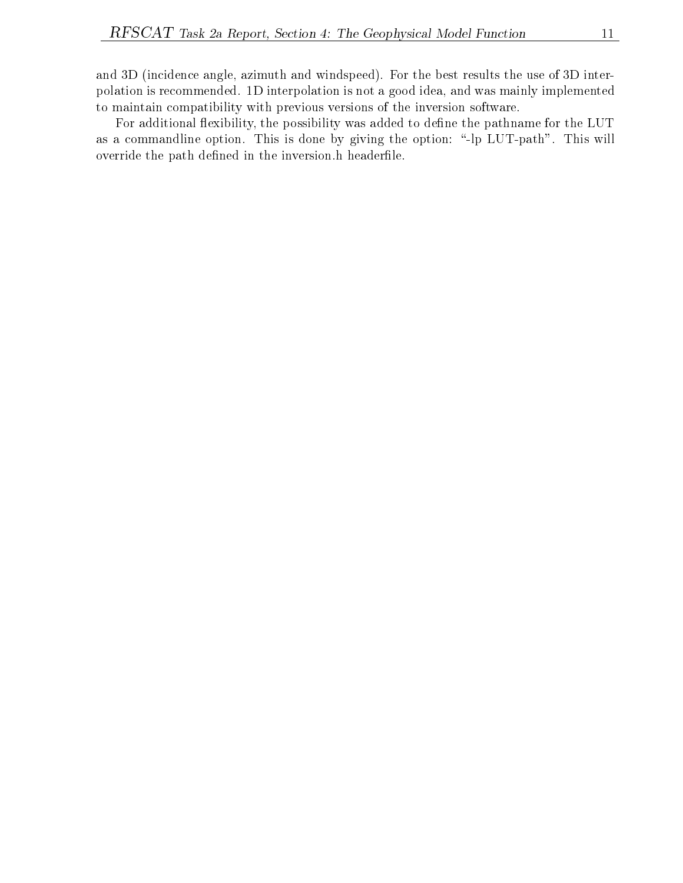and 3D (incidence angle, azimuth and windspeed). For the best results the use of 3D interpolation is recommended. 1D interpolation is not a good idea, and was mainly implemented to maintain compatibility with previous versions of the inversion software.

For additional flexibility, the possibility was added to define the pathname for the LUT as a commandline option. This is done by giving the option: "-lp LUT-path". This will override the path defined in the inversion.h headerfile.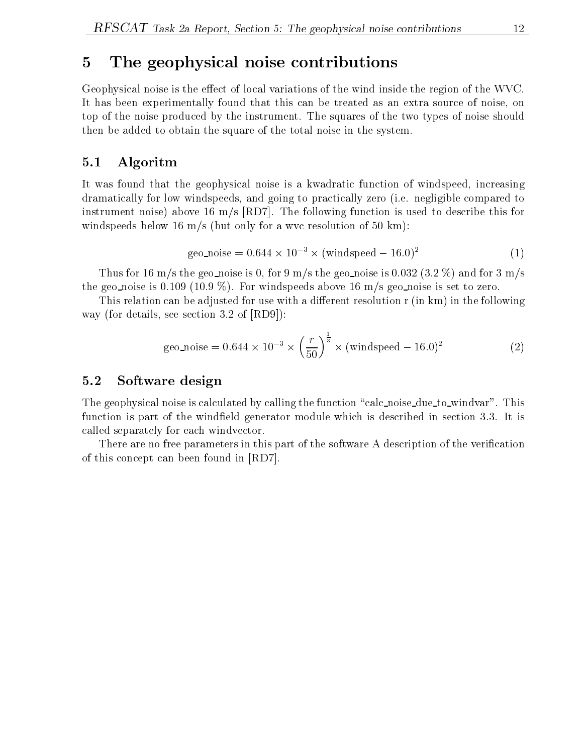# 5 The geophysical noise contributions

Geophysical noise is the effect of local variations of the wind inside the region of the WVC. It has been experimentally found that this can be treated as an extra source of noise, on top of the noise produced by the instrument. The squares of the two types of noise should then be added to obtain the square of the total noise in the system.

## 5.1 Algoritm

It was found that the geophysical noise is a kwadratic function of windspeed, increasing dramatically for low windspeeds, and going to practically zero (i.e. negligible compared to instrument noise) above 16 m/s [RD7]. The following function is used to describe this for windspeeds below 16 m/s (but only for a wvc resolution of 50 km):

$$\text{geo\_noise} = 0.644 \times 10^{-3} \times (\text{windspeed} - 16.0)^2 \tag{1}$$

Thus for 16 m/s the geo_noise is 0, for 9 m/s the geo_noise is 0.032 (3.2 %) and for 3 m/s the geo_noise is 0.109 (10.9 %). For windspeeds above 16 m/s geo_noise is set to zero.

This relation can be adjusted for use with a different resolution r (in km) in the following way (for details, see section 3.2 of [RD9]):

$$\text{geo\_noise} = 0.644 \times 10^{-3} \times \left(\frac{r}{50}\right)^{\frac{1}{3}} \times (\text{windspeed} - 16.0)^2 \tag{2}$$

## 5.2 Software design

The geophysical noise is calculated by calling the function "calc_noise_due_to_windvar". This function is part of the windfield generator module which is described in section 3.3. It is called separately for each windvector.

There are no free parameters in this part of the software A description of the verification of this concept can been found in [RD7].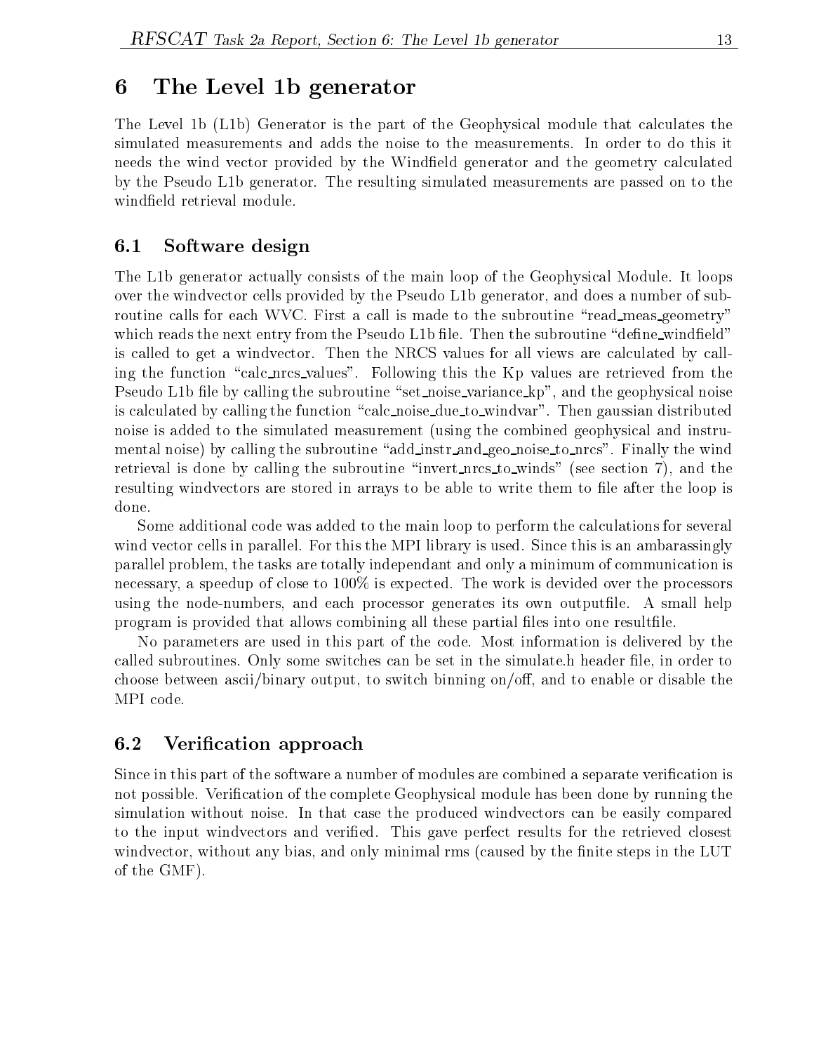# 6 The Level 1b generator

The Level 1b (L1b) Generator is the part of the Geophysical module that calculates the simulated measurements and adds the noise to the measurements. In order to do this it needs the wind vector provided by the Windfield generator and the geometry calculated by the Pseudo L1b generator. The resulting simulated measurements are passed on to the windfield retrieval module.

## 6.1 Software design

The L1b generator actually consists of the main loop of the Geophysical Module. It loops over the windvector cells provided by the Pseudo L1b generator, and does a number of subroutine calls for each WVC. First a call is made to the subroutine "read_meas_geometry" which reads the next entry from the Pseudo L1b file. Then the subroutine "define_windfield" is called to get a windvector. Then the NRCS values for all views are calculated by calling the function "calc_nrcs_values". Following this the Kp values are retrieved from the Pseudo L1b file by calling the subroutine "set_noise_variance_kp", and the geophysical noise is calculated by calling the function "calc_noise_due_to_windvar". Then gaussian distributed noise is added to the simulated measurement (using the combined geophysical and instrumental noise) by calling the subroutine "add_instr_and_geo_noise_to_nrcs". Finally the wind retrieval is done by calling the subroutine "invert_nrcs_to_winds" (see section 7), and the resulting windvectors are stored in arrays to be able to write them to file after the loop is done.

Some additional code was added to the main loop to perform the calculations for several wind vector cells in parallel. For this the MPI library is used. Since this is an ambarassingly parallel problem, the tasks are totally independant and only a minimum of communication is necessary, a speedup of close to 100% is expected. The work is devided over the processors using the node-numbers, and each processor generates its own outputfile. A small help program is provided that allows combining all these partial files into one resultfile.

No parameters are used in this part of the code. Most information is delivered by the called subroutines. Only some switches can be set in the simulate.h header file, in order to choose between ascii/binary output, to switch binning on/off, and to enable or disable the MPI code.

## 6.2 Verification approach

Since in this part of the software a number of modules are combined a separate verification is not possible. Verification of the complete Geophysical module has been done by running the simulation without noise. In that case the produced windvectors can be easily compared to the input windvectors and verified. This gave perfect results for the retrieved closest windvector, without any bias, and only minimal rms (caused by the finite steps in the LUT of the GMF).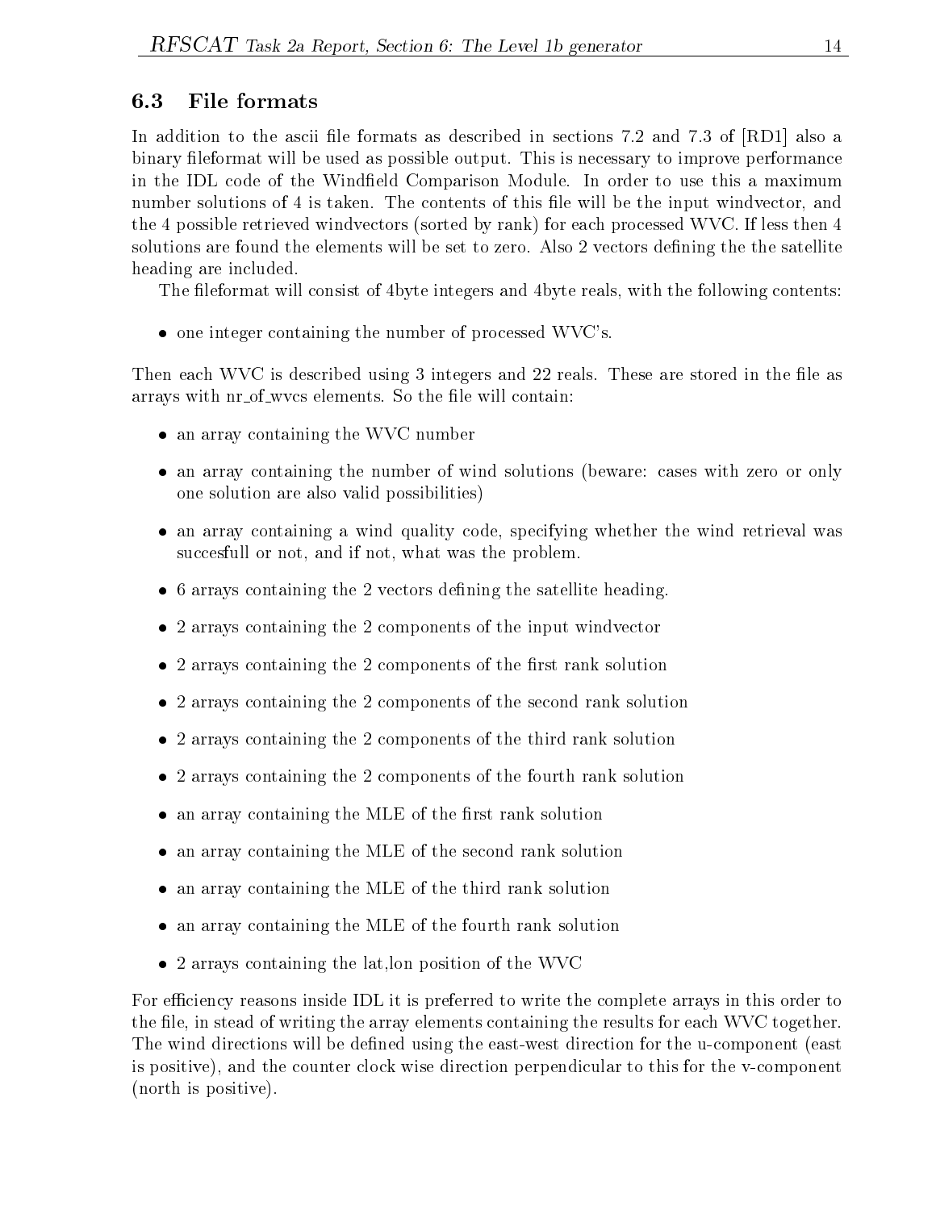### 6.3 File formats

In addition to the ascii file formats as described in sections 7.2 and 7.3 of [RD1] also a binary fileformat will be used as possible output. This is necessary to improve performance in the IDL code of the Windfield Comparison Module. In order to use this a maximum number solutions of 4 is taken. The contents of this file will be the input windvector, and the 4 possible retrieved windvectors (sorted by rank) for each processed WVC. If less then 4 solutions are found the elements will be set to zero. Also 2 vectors defining the the satellite heading are included.

The fileformat will consist of 4byte integers and 4byte reals, with the following contents:

- one integer containing the number of processed WVC's.

Then each WVC is described using 3 integers and 22 reals. These are stored in the file as arrays with nr_of_wvcs elements. So the file will contain:

- an array containing the WVC number
- an array containing the number of wind solutions (beware: cases with zero or only one solution are also valid possibilities)
- an array containing a wind quality code, specifying whether the wind retrieval was succesfull or not, and if not, what was the problem.
- 6 arrays containing the 2 vectors defining the satellite heading.
- 2 arrays containing the 2 components of the input windvector
- 2 arrays containing the 2 components of the first rank solution
- 2 arrays containing the 2 components of the second rank solution
- 2 arrays containing the 2 components of the third rank solution
- 2 arrays containing the 2 components of the fourth rank solution
- an array containing the MLE of the first rank solution
- an array containing the MLE of the second rank solution
- an array containing the MLE of the third rank solution
- an array containing the MLE of the fourth rank solution
- 2 arrays containing the lat,lon position of the WVC

For efficiency reasons inside IDL it is preferred to write the complete arrays in this order to the file, in stead of writing the array elements containing the results for each WVC together. The wind directions will be defined using the east-west direction for the u-component (east is positive), and the counter clock wise direction perpendicular to this for the v-component (north is positive).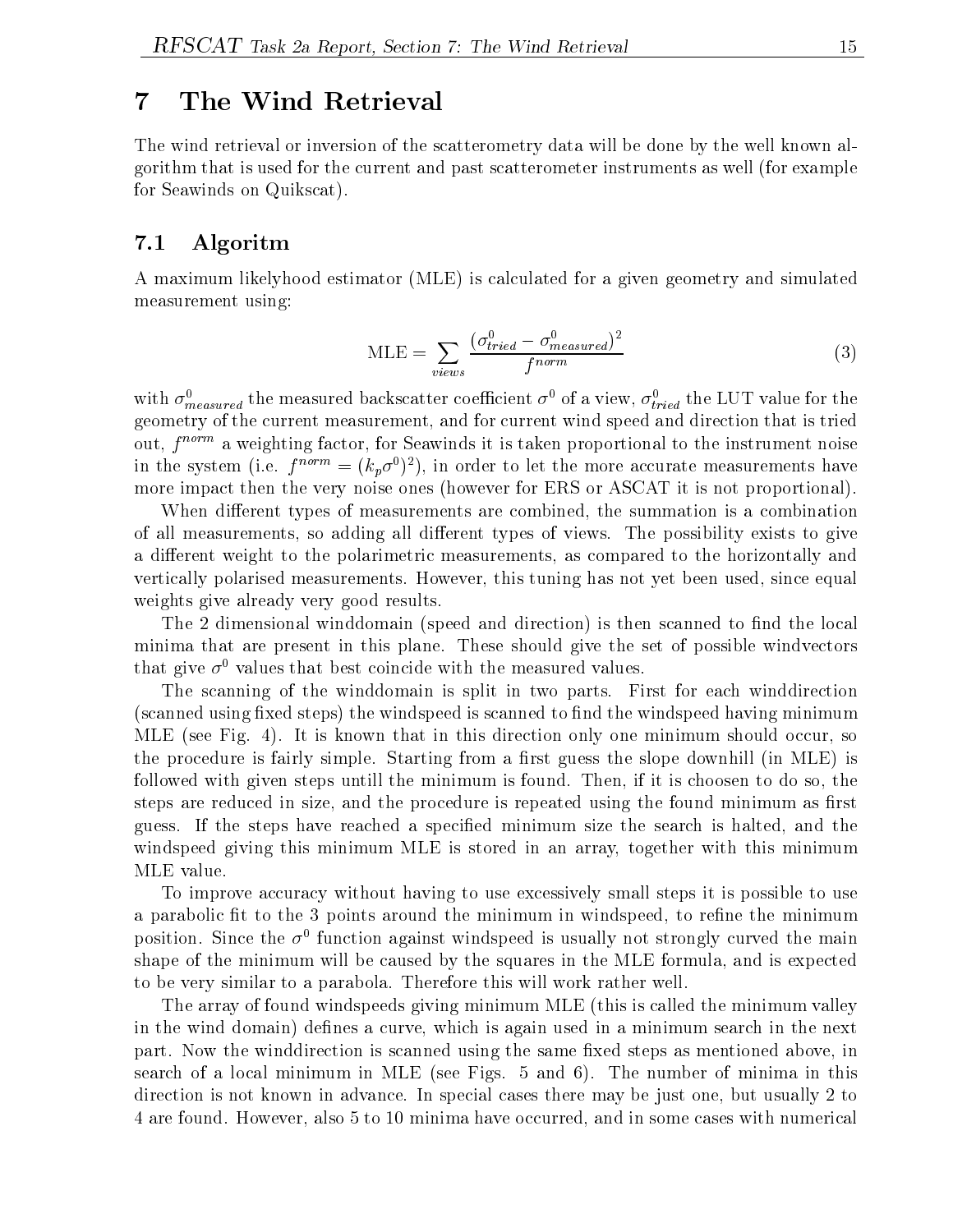# 7 The Wind Retrieval

The wind retrieval or inversion of the scatterometry data will be done by the well known algorithm that is used for the current and past scatterometer instruments as well (for example for Seawinds on Quikscat).

## 7.1 Algoritm

A maximum likelyhood estimator (MLE) is calculated for a given geometry and simulated measurement using:

$$\text{MLE} = \sum_{views} \frac{(\sigma^0_{tried} - \sigma^0_{measured})^2}{f^{norm}} \tag{3}$$

with $\sigma^0_{measured}$ the measured backscatter coefficient $\sigma^0$ of a view, $\sigma^0_{tried}$ the LUT value for the geometry of the current measurement, and for current wind speed and direction that is tried out, $f^{norm}$ a weighting factor, for Seawinds it is taken proportional to the instrument noise in the system (i.e. $f^{norm} = (k_p\sigma^0)^2$), in order to let the more accurate measurements have more impact then the very noise ones (however for ERS or ASCAT it is not proportional).

When different types of measurements are combined, the summation is a combination of all measurements, so adding all different types of views. The possibility exists to give a different weight to the polarimetric measurements, as compared to the horizontally and vertically polarised measurements. However, this tuning has not yet been used, since equal weights give already very good results.

The 2 dimensional winddomain (speed and direction) is then scanned to find the local minima that are present in this plane. These should give the set of possible windvectors that give $\sigma^0$ values that best coincide with the measured values.

The scanning of the winddomain is split in two parts. First for each winddirection (scanned using fixed steps) the windspeed is scanned to find the windspeed having minimum MLE (see Fig. 4). It is known that in this direction only one minimum should occur, so the procedure is fairly simple. Starting from a first guess the slope downhill (in MLE) is followed with given steps untill the minimum is found. Then, if it is choosen to do so, the steps are reduced in size, and the procedure is repeated using the found minimum as first guess. If the steps have reached a specified minimum size the search is halted, and the windspeed giving this minimum MLE is stored in an array, together with this minimum MLE value.

To improve accuracy without having to use excessively small steps it is possible to use a parabolic fit to the 3 points around the minimum in windspeed, to refine the minimum position. Since the $\sigma^0$ function against windspeed is usually not strongly curved the main shape of the minimum will be caused by the squares in the MLE formula, and is expected to be very similar to a parabola. Therefore this will work rather well.

The array of found windspeeds giving minimum MLE (this is called the minimum valley in the wind domain) defines a curve, which is again used in a minimum search in the next part. Now the winddirection is scanned using the same fixed steps as mentioned above, in search of a local minimum in MLE (see Figs. 5 and 6). The number of minima in this direction is not known in advance. In special cases there may be just one, but usually 2 to 4 are found. However, also 5 to 10 minima have occurred, and in some cases with numerical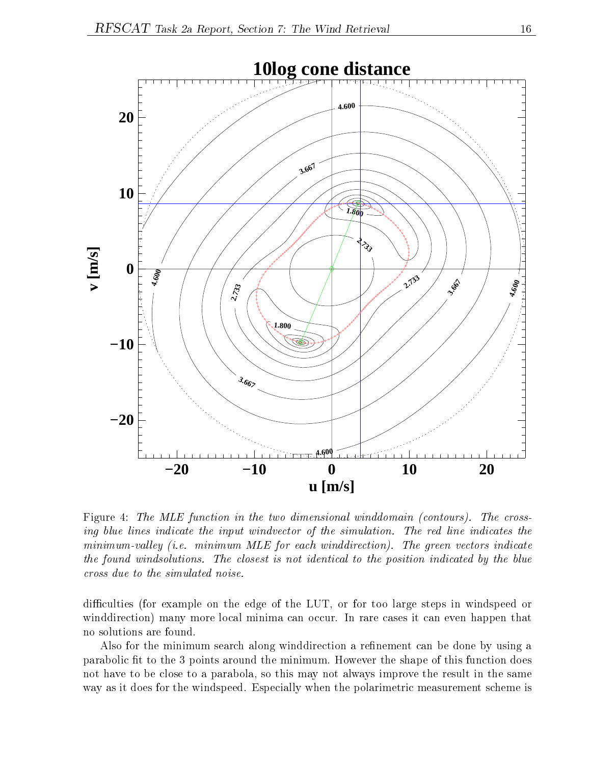Figure 4: *The MLE function in the two dimensional winddomain (contours). The crossing blue lines indicate the input windvector of the simulation. The red line indicates the minimum-valley (i.e. minimum MLE for each winddirection). The green vectors indicate the found windsolutions. The closest is not identical to the position indicated by the blue cross due to the simulated noise.*

difficulties (for example on the edge of the LUT, or for too large steps in windspeed or winddirection) many more local minima can occur. In rare cases it can even happen that no solutions are found.

Also for the minimum search along winddirection a refinement can be done by using a parabolic fit to the 3 points around the minimum. However the shape of this function does not have to be close to a parabola, so this may not always improve the result in the same way as it does for the windspeed. Especially when the polarimetric measurement scheme is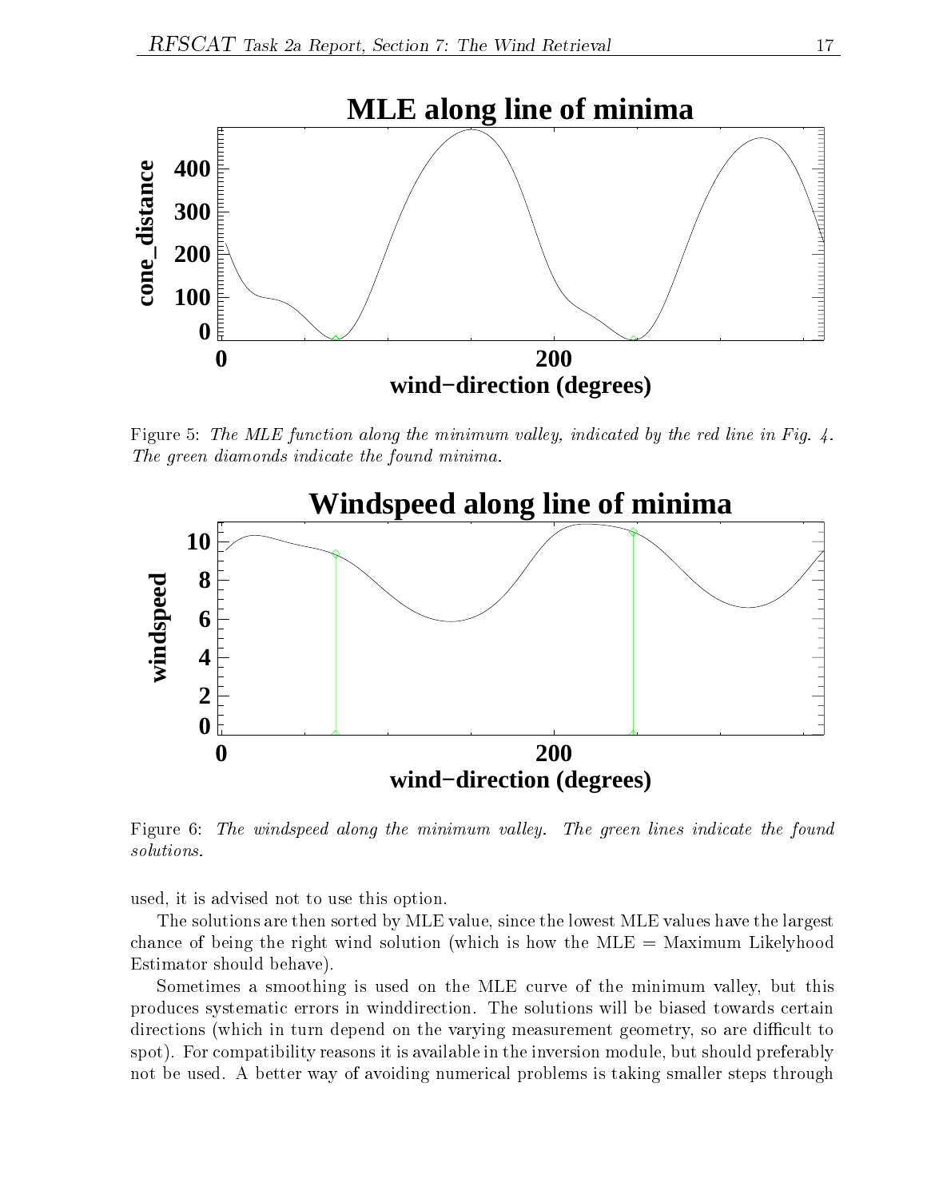Figure 5: *The MLE function along the minimum valley, indicated by the red line in Fig. 4. The green diamonds indicate the found minima.*

Figure 6: *The windspeed along the minimum valley. The green lines indicate the found solutions.*

used, it is advised not to use this option.

The solutions are then sorted by MLE value, since the lowest MLE values have the largest chance of being the right wind solution (which is how the MLE = Maximum Likelyhood Estimator should behave).

Sometimes a smoothing is used on the MLE curve of the minimum valley, but this produces systematic errors in winddirection. The solutions will be biased towards certain directions (which in turn depend on the varying measurement geometry, so are difficult to spot). For compatibility reasons it is available in the inversion module, but should preferably not be used. A better way of avoiding numerical problems is taking smaller steps through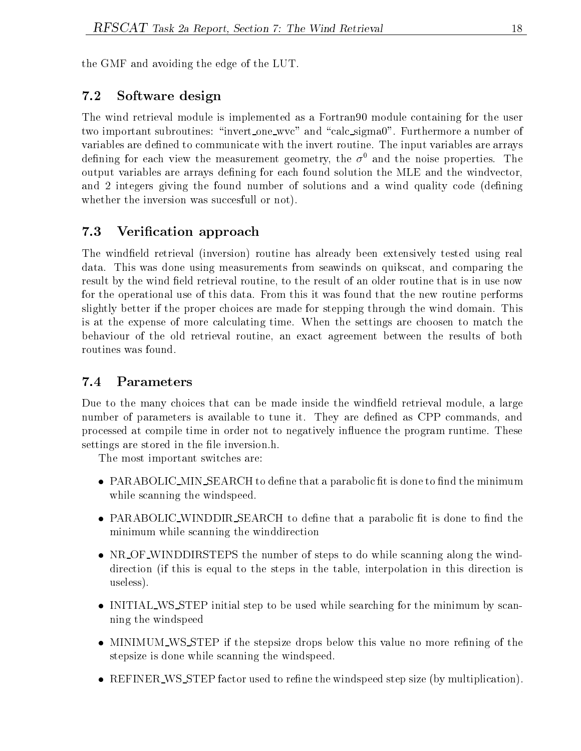the GMF and avoiding the edge of the LUT.

## 7.2 Software design

The wind retrieval module is implemented as a Fortran90 module containing for the user two important subroutines: "invert_one_wvc" and "calc_sigma0". Furthermore a number of variables are defined to communicate with the invert routine. The input variables are arrays defining for each view the measurement geometry, the $\sigma^0$ and the noise properties. The output variables are arrays defining for each found solution the MLE and the windvector, and 2 integers giving the found number of solutions and a wind quality code (defining whether the inversion was succesfull or not).

## 7.3 Verification approach

The windfield retrieval (inversion) routine has already been extensively tested using real data. This was done using measurements from seawinds on quikscat, and comparing the result by the wind field retrieval routine, to the result of an older routine that is in use now for the operational use of this data. From this it was found that the new routine performs slightly better if the proper choices are made for stepping through the wind domain. This is at the expense of more calculating time. When the settings are choosen to match the behaviour of the old retrieval routine, an exact agreement between the results of both routines was found.

## 7.4 Parameters

Due to the many choices that can be made inside the windfield retrieval module, a large number of parameters is available to tune it. They are defined as CPP commands, and processed at compile time in order not to negatively influence the program runtime. These settings are stored in the file inversion.h.

The most important switches are:

- PARABOLIC_MIN_SEARCH to define that a parabolic fit is done to find the minimum while scanning the windspeed.
- PARABOLIC_WINDDIR_SEARCH to define that a parabolic fit is done to find the minimum while scanning the winddirection
- NR_OF_WINDDIRSTEPS the number of steps to do while scanning along the winddirection (if this is equal to the steps in the table, interpolation in this direction is useless).
- INITIAL_WS_STEP initial step to be used while searching for the minimum by scanning the windspeed
- MINIMUM_WS_STEP if the stepsize drops below this value no more refining of the stepsize is done while scanning the windspeed.
- REFINER_WS_STEP factor used to refine the windspeed step size (by multiplication).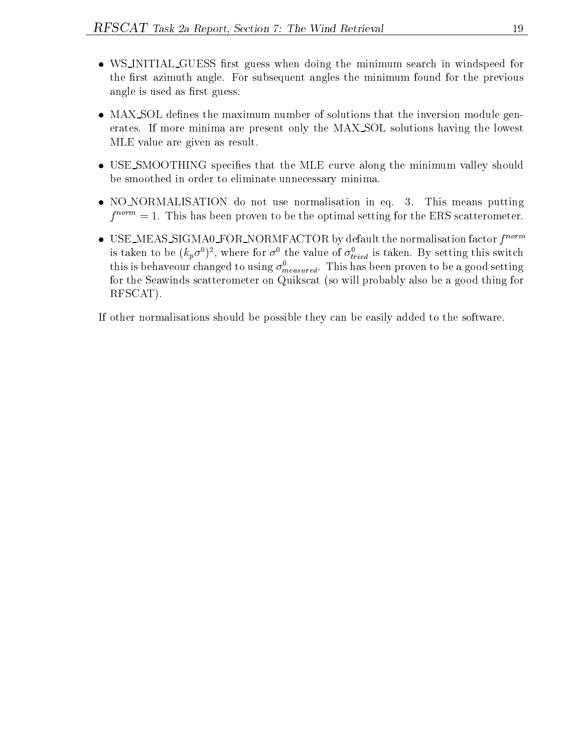- WS_INITIAL_GUESS first guess when doing the minimum search in windspeed for the first azimuth angle. For subsequent angles the minimum found for the previous angle is used as first guess.

- MAX_SOL defines the maximum number of solutions that the inversion module generates. If more minima are present only the MAX_SOL solutions having the lowest MLE value are given as result.

- USE_SMOOTHING specifies that the MLE curve along the minimum valley should be smoothed in order to eliminate unnecessary minima.

- NO_NORMALISATION do not use normalisation in eq. 3. This means putting $f^{norm} = 1$. This has been proven to be the optimal setting for the ERS scatterometer.

- USE_MEAS_SIGMA0_FOR_NORMFACTOR by default the normalisation factor $f^{norm}$ is taken to be $(k_p \sigma^0)^2$, where for $\sigma^0$ the value of $\sigma^0_{tried}$ is taken. By setting this switch this is behaveour changed to using $\sigma^0_{measured}$. This has been proven to be a good setting for the Seawinds scatterometer on Quikscat (so will probably also be a good thing for RFSCAT).

If other normalisations should be possible they can be easily added to the software.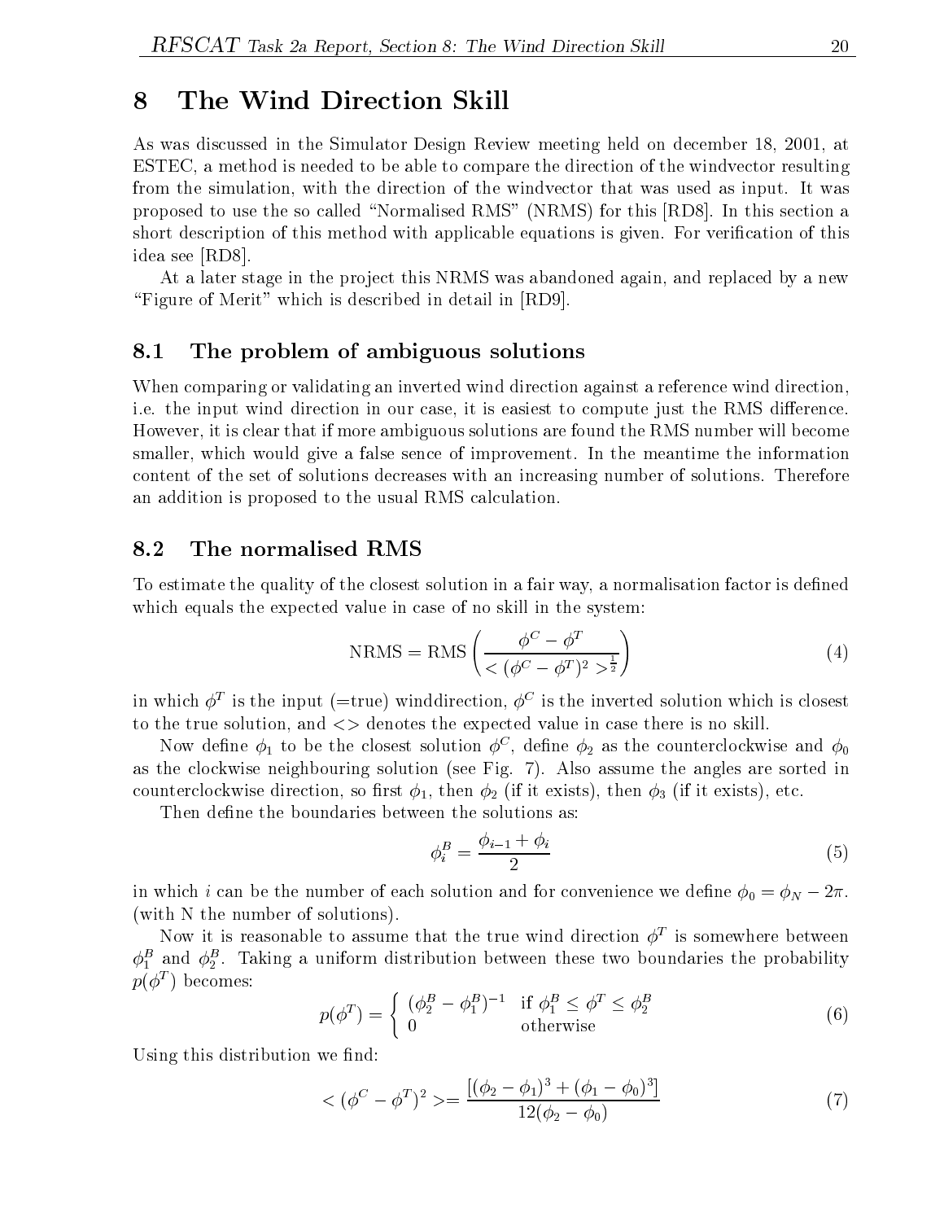# 8 The Wind Direction Skill

As was discussed in the Simulator Design Review meeting held on december 18, 2001, at ESTEC, a method is needed to be able to compare the direction of the windvector resulting from the simulation, with the direction of the windvector that was used as input. It was proposed to use the so called "Normalised RMS" (NRMS) for this [RD8]. In this section a short description of this method with applicable equations is given. For verification of this idea see [RD8].

At a later stage in the project this NRMS was abandoned again, and replaced by a new "Figure of Merit" which is described in detail in [RD9].

## 8.1 The problem of ambiguous solutions

When comparing or validating an inverted wind direction against a reference wind direction, i.e. the input wind direction in our case, it is easiest to compute just the RMS difference. However, it is clear that if more ambiguous solutions are found the RMS number will become smaller, which would give a false sence of improvement. In the meantime the information content of the set of solutions decreases with an increasing number of solutions. Therefore an addition is proposed to the usual RMS calculation.

## 8.2 The normalised RMS

To estimate the quality of the closest solution in a fair way, a normalisation factor is defined which equals the expected value in case of no skill in the system:

$$\mathrm{NRMS} = \mathrm{RMS}\left(\frac{\phi^C - \phi^T}{<(\phi^C - \phi^T)^2>^{\frac{1}{2}}}\right) \tag{4}$$

in which $\phi^T$ is the input (=true) winddirection, $\phi^C$ is the inverted solution which is closest to the true solution, and $<>$ denotes the expected value in case there is no skill.

Now define $\phi_1$ to be the closest solution $\phi^C$, define $\phi_2$ as the counterclockwise and $\phi_0$ as the clockwise neighbouring solution (see Fig. 7). Also assume the angles are sorted in counterclockwise direction, so first $\phi_1$, then $\phi_2$ (if it exists), then $\phi_3$ (if it exists), etc.

Then define the boundaries between the solutions as:

$$\phi_i^B = \frac{\phi_{i-1} + \phi_i}{2} \tag{5}$$

in which $i$ can be the number of each solution and for convenience we define $\phi_0 = \phi_N - 2\pi$. (with N the number of solutions).

Now it is reasonable to assume that the true wind direction $\phi^T$ is somewhere between $\phi_1^B$ and $\phi_2^B$. Taking a uniform distribution between these two boundaries the probability $p(\phi^T)$ becomes:

$$p(\phi^T) = \begin{cases} (\phi_2^B - \phi_1^B)^{-1} & \text{if } \phi_1^B \leq \phi^T \leq \phi_2^B \\ 0 & \text{otherwise} \end{cases} \tag{6}$$

Using this distribution we find:

$$<(\phi^C - \phi^T)^2> = \frac{[(\phi_2 - \phi_1)^3 + (\phi_1 - \phi_0)^3]}{12(\phi_2 - \phi_0)} \tag{7}$$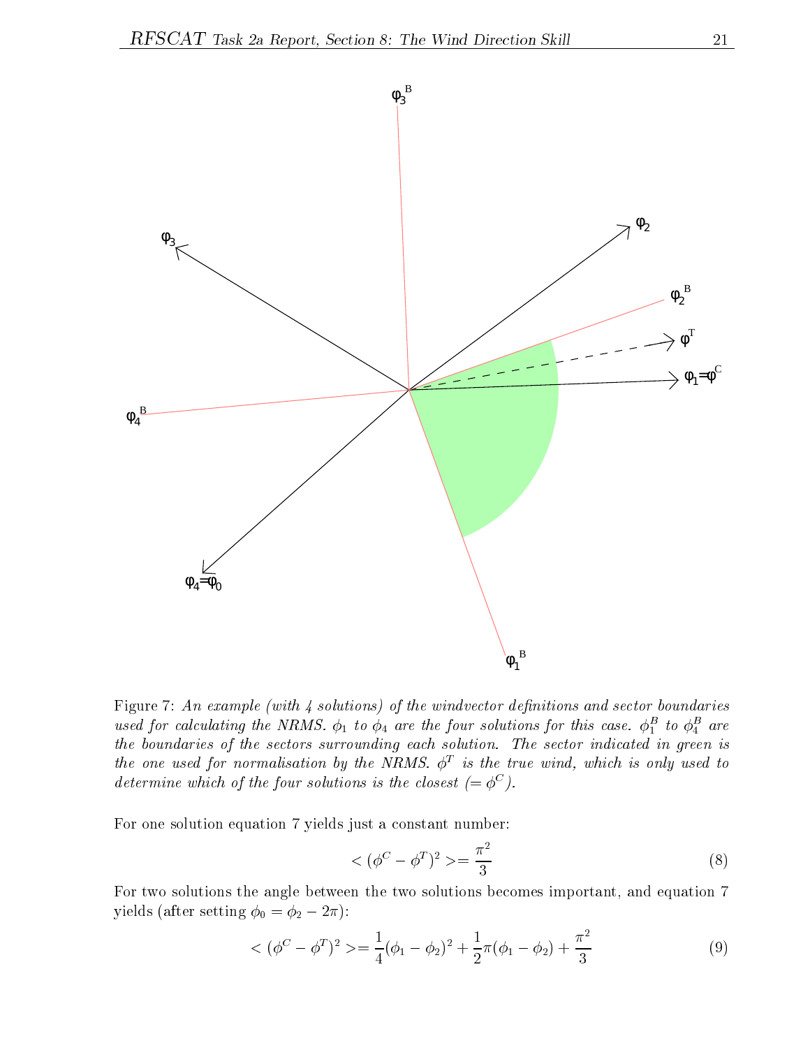Figure 7: *An example (with 4 solutions) of the windvector definitions and sector boundaries used for calculating the NRMS. $\phi_1$ to $\phi_4$ are the four solutions for this case. $\phi_1^B$ to $\phi_4^B$ are the boundaries of the sectors surrounding each solution. The sector indicated in green is the one used for normalisation by the NRMS. $\phi^T$ is the true wind, which is only used to determine which of the four solutions is the closest ($= \phi^C$).*

For one solution equation 7 yields just a constant number:

$$< (\phi^C - \phi^T)^2 >= \frac{\pi^2}{3} \tag{8}$$

For two solutions the angle between the two solutions becomes important, and equation 7 yields (after setting $\phi_0 = \phi_2 - 2\pi$):

$$< (\phi^C - \phi^T)^2 >= \frac{1}{4}(\phi_1 - \phi_2)^2 + \frac{1}{2}\pi(\phi_1 - \phi_2) + \frac{\pi^2}{3} \tag{9}$$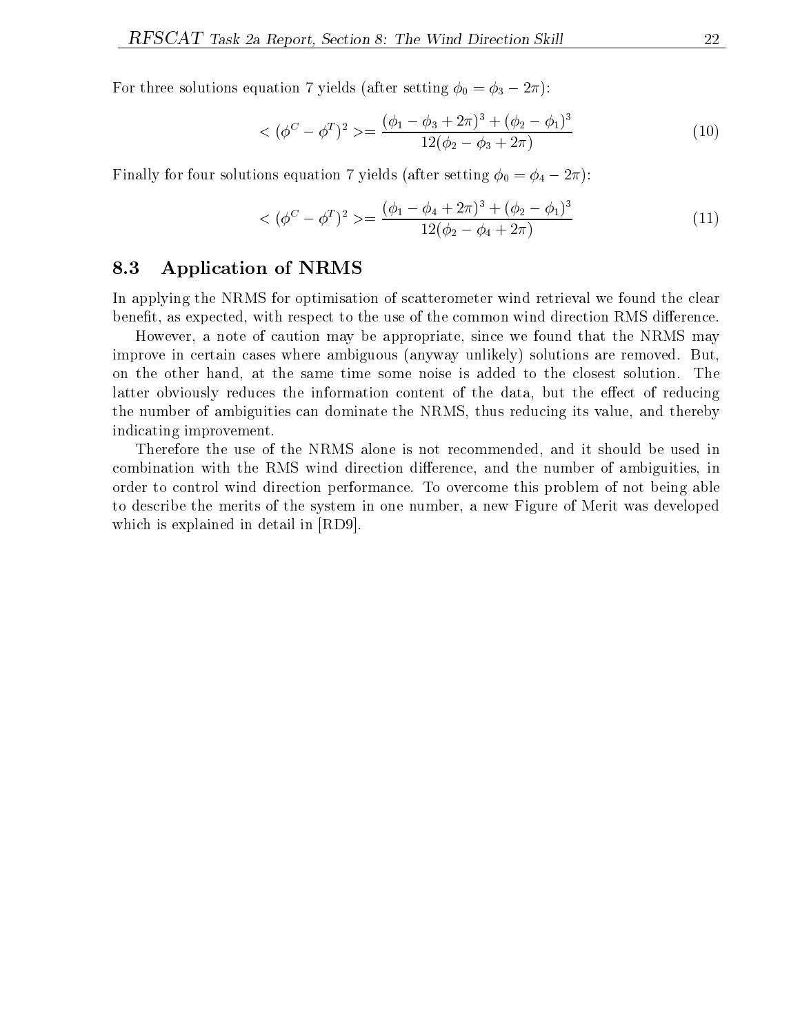For three solutions equation 7 yields (after setting $\phi_0 = \phi_3 - 2\pi$):

$$< (\phi^C - \phi^T)^2 >= \frac{(\phi_1 - \phi_3 + 2\pi)^3 + (\phi_2 - \phi_1)^3}{12(\phi_2 - \phi_3 + 2\pi)} \tag{10}$$

Finally for four solutions equation 7 yields (after setting $\phi_0 = \phi_4 - 2\pi$):

$$< (\phi^C - \phi^T)^2 >= \frac{(\phi_1 - \phi_4 + 2\pi)^3 + (\phi_2 - \phi_1)^3}{12(\phi_2 - \phi_4 + 2\pi)} \tag{11}$$

## 8.3 Application of NRMS

In applying the NRMS for optimisation of scatterometer wind retrieval we found the clear benefit, as expected, with respect to the use of the common wind direction RMS difference.

However, a note of caution may be appropriate, since we found that the NRMS may improve in certain cases where ambiguous (anyway unlikely) solutions are removed. But, on the other hand, at the same time some noise is added to the closest solution. The latter obviously reduces the information content of the data, but the effect of reducing the number of ambiguities can dominate the NRMS, thus reducing its value, and thereby indicating improvement.

Therefore the use of the NRMS alone is not recommended, and it should be used in combination with the RMS wind direction difference, and the number of ambiguities, in order to control wind direction performance. To overcome this problem of not being able to describe the merits of the system in one number, a new Figure of Merit was developed which is explained in detail in [RD9].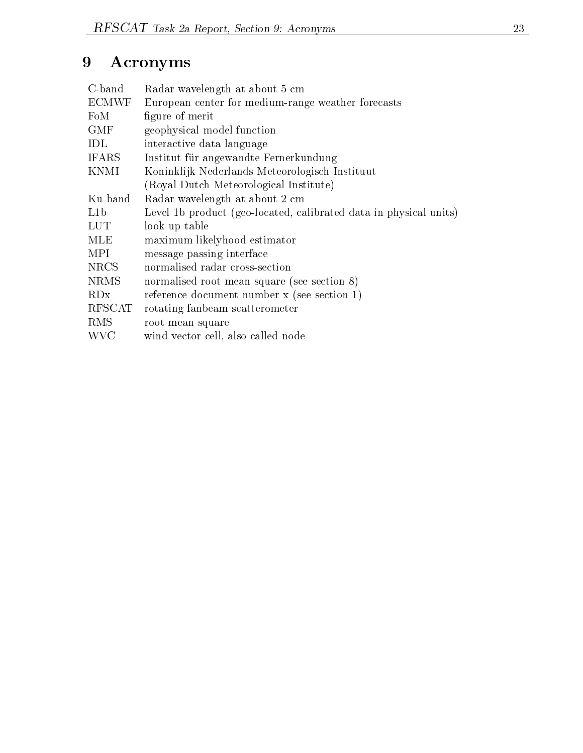# 9 Acronyms

| | |
|---|---|
| C-band | Radar wavelength at about 5 cm |
| ECMWF | European center for medium-range weather forecasts |
| FoM | figure of merit |
| GMF | geophysical model function |
| IDL | interactive data language |
| IFARS | Institut für angewandte Fernerkundung |
| KNMI | Koninklijk Nederlands Meteorologisch Instituut (Royal Dutch Meteorological Institute) |
| Ku-band | Radar wavelength at about 2 cm |
| L1b | Level 1b product (geo-located, calibrated data in physical units) |
| LUT | look up table |
| MLE | maximum likelyhood estimator |
| MPI | message passing interface |
| NRCS | normalised radar cross-section |
| NRMS | normalised root mean square (see section 8) |
| RDx | reference document number x (see section 1) |
| RFSCAT | rotating fanbeam scatterometer |
| RMS | root mean square |
| WVC | wind vector cell, also called node |